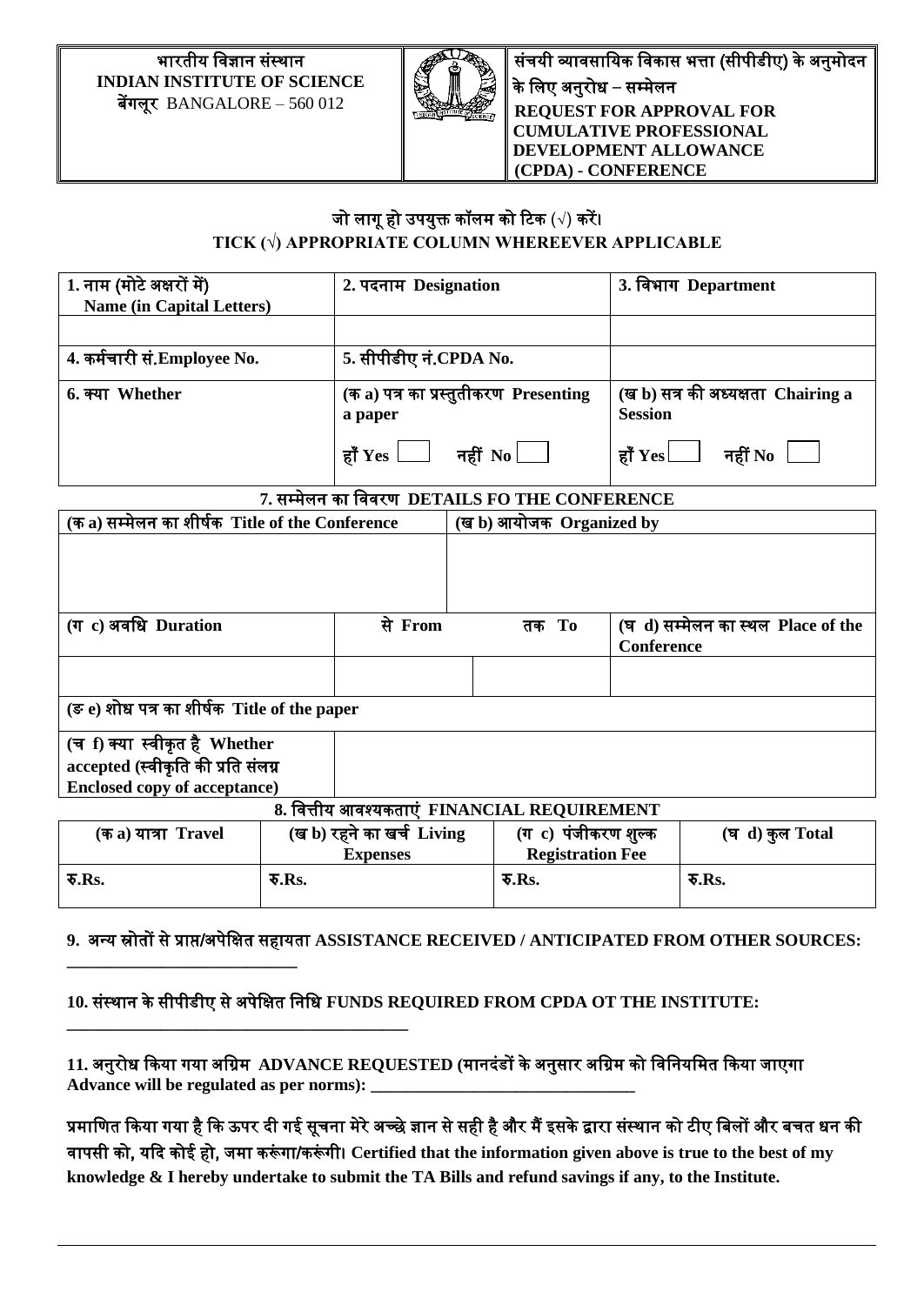| भारतीय विज्ञान संस्थान<br>**INDIAN INSTITUTE OF SCIENCE**<br>बेंगलूर BANGALORE – 560 012 | | संचयी व्यावसायिक विकास भत्ता (सीपीडीए) के अनुमोदन के लिए अनुरोध – सम्मेलन<br>**REQUEST FOR APPROVAL FOR CUMULATIVE PROFESSIONAL DEVELOPMENT ALLOWANCE (CPDA) - CONFERENCE** |
|---|---|---|

**जो लागू हो उपयुक्त कॉलम को टिक (√) करें।**
**TICK (√) APPROPRIATE COLUMN WHEREEVER APPLICABLE**

| **1. नाम (मोटे अक्षरों में) Name (in Capital Letters)** | **2. पदनाम Designation** | **3. विभाग Department** |
|---|---|---|
| | | |
| **4. कर्मचारी सं.Employee No.** | **5. सीपीडीए नं.CPDA No.** | |
| **6. क्या Whether** | **(क a) पत्र का प्रस्तुतीकरण Presenting a paper**<br>**हाँ Yes** ☐ **नहीं No** ☐ | **(ख b) सत्र की अध्यक्षता Chairing a Session**<br>**हाँ Yes** ☐ **नहीं No** ☐ |

**7. सम्मेलन का विवरण DETAILS FO THE CONFERENCE**

| **(क a) सम्मेलन का शीर्षक Title of the Conference** | | **(ख b) आयोजक Organized by** | |
|---|---|---|---|
| | | | |
| **(ग c) अवधि Duration** | **से From** | **तक To** | **(घ d) सम्मेलन का स्थल Place of the Conference** |
| | | | |
| **(ङ e) शोध पत्र का शीर्षक Title of the paper** | | | |
| **(च f) क्या स्वीकृत है Whether accepted (स्वीकृति की प्रति संलग्न Enclosed copy of acceptance)** | | | |

**8. वित्तीय आवश्यकताएं FINANCIAL REQUIREMENT**

| **(क a) यात्रा Travel** | **(ख b) रहने का खर्च Living Expenses** | **(ग c) पंजीकरण शुल्क Registration Fee** | **(घ d) कुल Total** |
|---|---|---|---|
| **रु.Rs.** | **रु.Rs.** | **रु.Rs.** | **रु.Rs.** |

**9. अन्य स्रोतों से प्राप्त/अपेक्षित सहायता ASSISTANCE RECEIVED / ANTICIPATED FROM OTHER SOURCES: ___________________________**

**10. संस्थान के सीपीडीए से अपेक्षित निधि FUNDS REQUIRED FROM CPDA OT THE INSTITUTE: ________________________________________**

**11. अनुरोध किया गया अग्रिम ADVANCE REQUESTED (मानदंडों के अनुसार अग्रिम को विनियमित किया जाएगा Advance will be regulated as per norms): _______________________________**

**प्रमाणित किया गया है कि ऊपर दी गई सूचना मेरे अच्छे ज्ञान से सही है और मैं इसके द्वारा संस्थान को टीए बिलों और बचत धन की वापसी को, यदि कोई हो, जमा करूंगा/करूंगी। Certified that the information given above is true to the best of my knowledge & I hereby undertake to submit the TA Bills and refund savings if any, to the Institute.**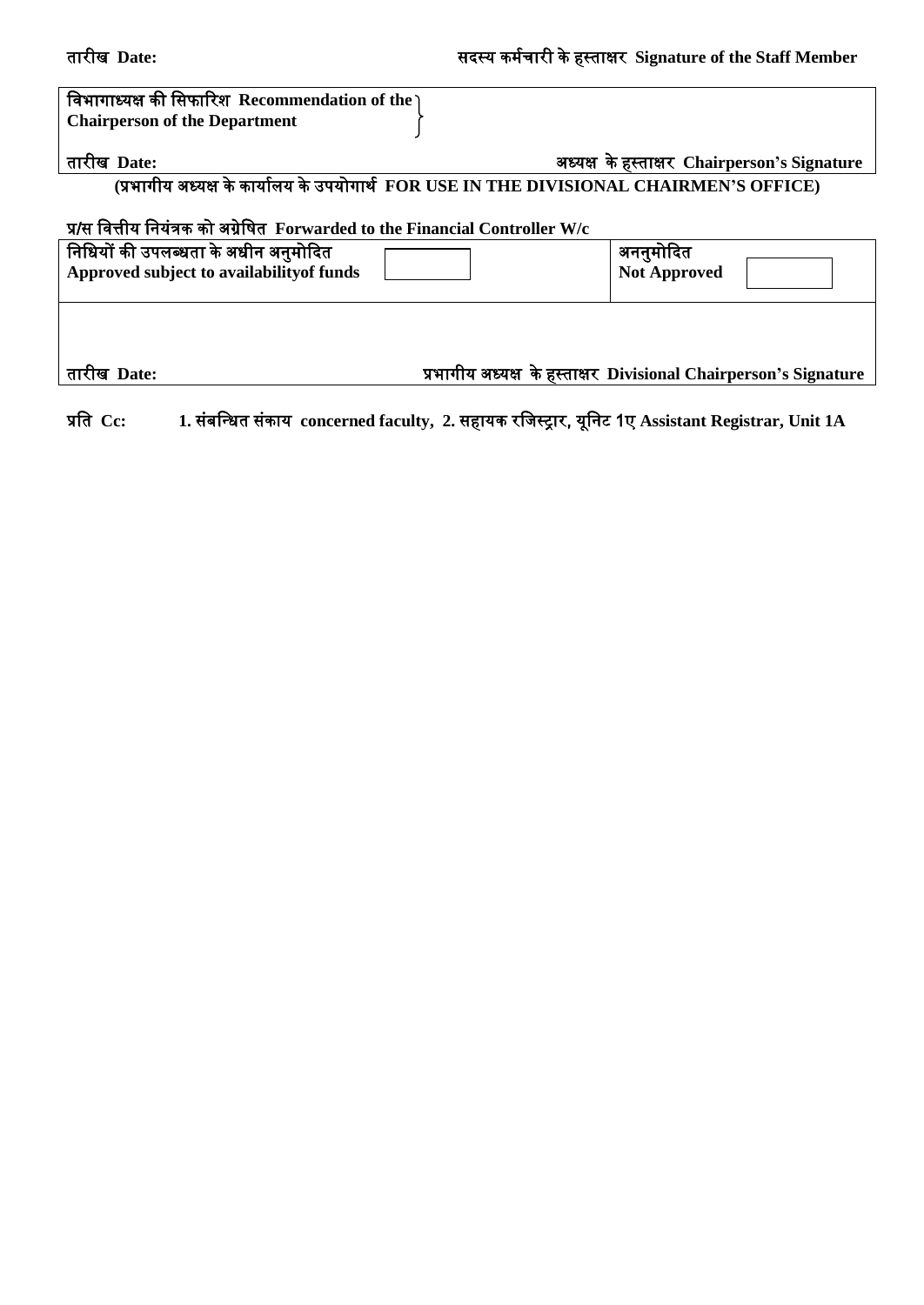तारीख **Date:** सदस्य कर्मचारी के हस्ताक्षर **Signature of the Staff Member**

| | |
|---|---|
| विभागाध्यक्ष की सिफारिश **Recommendation of the Chairperson of the Department** } | |
| तारीख **Date:** | अध्यक्ष के हस्ताक्षर **Chairperson's Signature** |

**(प्रभागीय अध्यक्ष के कार्यालय के उपयोगार्थ FOR USE IN THE DIVISIONAL CHAIRMEN'S OFFICE)**

प्र/स वित्तीय नियंत्रक को अग्रेषित **Forwarded to the Financial Controller W/c**

| | | |
|---|---|---|
| निधियों की उपलब्धता के अधीन अनुमोदित **Approved subject to availabilityof funds** | ☐ | अननुमोदित **Not Approved** ☐ |
| तारीख **Date:** | | प्रभागीय अध्यक्ष के हस्ताक्षर **Divisional Chairperson's Signature** |

प्रति **Cc:** **1.** संबन्धित संकाय **concerned faculty, 2.** सहायक रजिस्ट्रार, यूनिट 1ए **Assistant Registrar, Unit 1A**